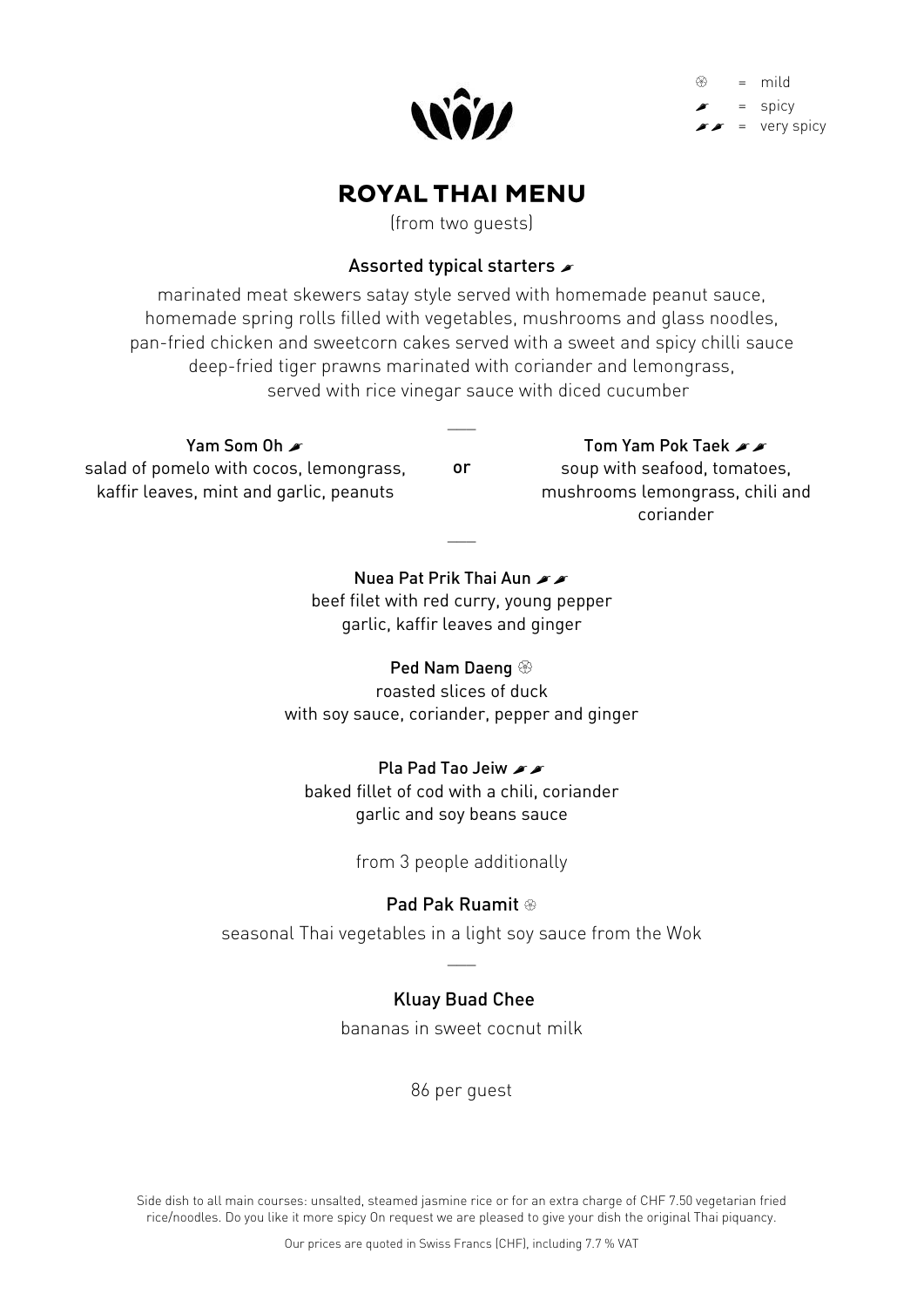⊛ = mild
🌶 = spicy
🌶🌶 = very spicy

# ROYAL THAI MENU

(from two guests)

### Assorted typical starters 🌶

marinated meat skewers satay style served with homemade peanut sauce,
homemade spring rolls filled with vegetables, mushrooms and glass noodles,
pan-fried chicken and sweetcorn cakes served with a sweet and spicy chilli sauce
deep-fried tiger prawns marinated with coriander and lemongrass,
served with rice vinegar sauce with diced cucumber

---

**Yam Som Oh** 🌶
salad of pomelo with cocos, lemongrass, kaffir leaves, mint and garlic, peanuts

or

**Tom Yam Pok Taek** 🌶🌶
soup with seafood, tomatoes, mushrooms lemongrass, chili and coriander

---

**Nuea Pat Prik Thai Aun** 🌶🌶
beef filet with red curry, young pepper
garlic, kaffir leaves and ginger

**Ped Nam Daeng** ⊛
roasted slices of duck
with soy sauce, coriander, pepper and ginger

**Pla Pad Tao Jeiw** 🌶🌶
baked fillet of cod with a chili, coriander
garlic and soy beans sauce

from 3 people additionally

**Pad Pak Ruamit** ⊛
seasonal Thai vegetables in a light soy sauce from the Wok

---

**Kluay Buad Chee**
bananas in sweet cocnut milk

86 per guest

Side dish to all main courses: unsalted, steamed jasmine rice or for an extra charge of CHF 7.50 vegetarian fried rice/noodles. Do you like it more spicy On request we are pleased to give your dish the original Thai piquancy.

Our prices are quoted in Swiss Francs (CHF), including 7.7 % VAT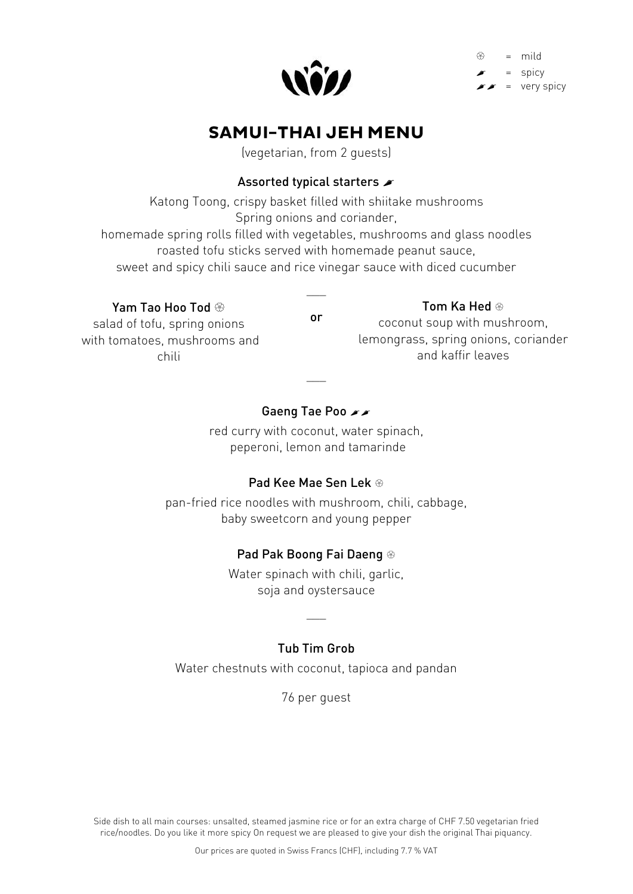⊛ = mild
🌶 = spicy
🌶🌶 = very spicy

# SAMUI-THAI JEH MENU

(vegetarian, from 2 guests)

### Assorted typical starters 🌶

Katong Toong, crispy basket filled with shiitake mushrooms
Spring onions and coriander,
homemade spring rolls filled with vegetables, mushrooms and glass noodles
roasted tofu sticks served with homemade peanut sauce,
sweet and spicy chili sauce and rice vinegar sauce with diced cucumber

---

### Yam Tao Hoo Tod ⊛

salad of tofu, spring onions with tomatoes, mushrooms and chili

or

### Tom Ka Hed ⊛

coconut soup with mushroom, lemongrass, spring onions, coriander and kaffir leaves

---

### Gaeng Tae Poo 🌶🌶

red curry with coconut, water spinach,
peperoni, lemon and tamarinde

### Pad Kee Mae Sen Lek ⊛

pan-fried rice noodles with mushroom, chili, cabbage,
baby sweetcorn and young pepper

### Pad Pak Boong Fai Daeng ⊛

Water spinach with chili, garlic,
soja and oystersauce

---

### Tub Tim Grob

Water chestnuts with coconut, tapioca and pandan

76 per guest

Side dish to all main courses: unsalted, steamed jasmine rice or for an extra charge of CHF 7.50 vegetarian fried rice/noodles. Do you like it more spicy On request we are pleased to give your dish the original Thai piquancy.

Our prices are quoted in Swiss Francs (CHF), including 7.7 % VAT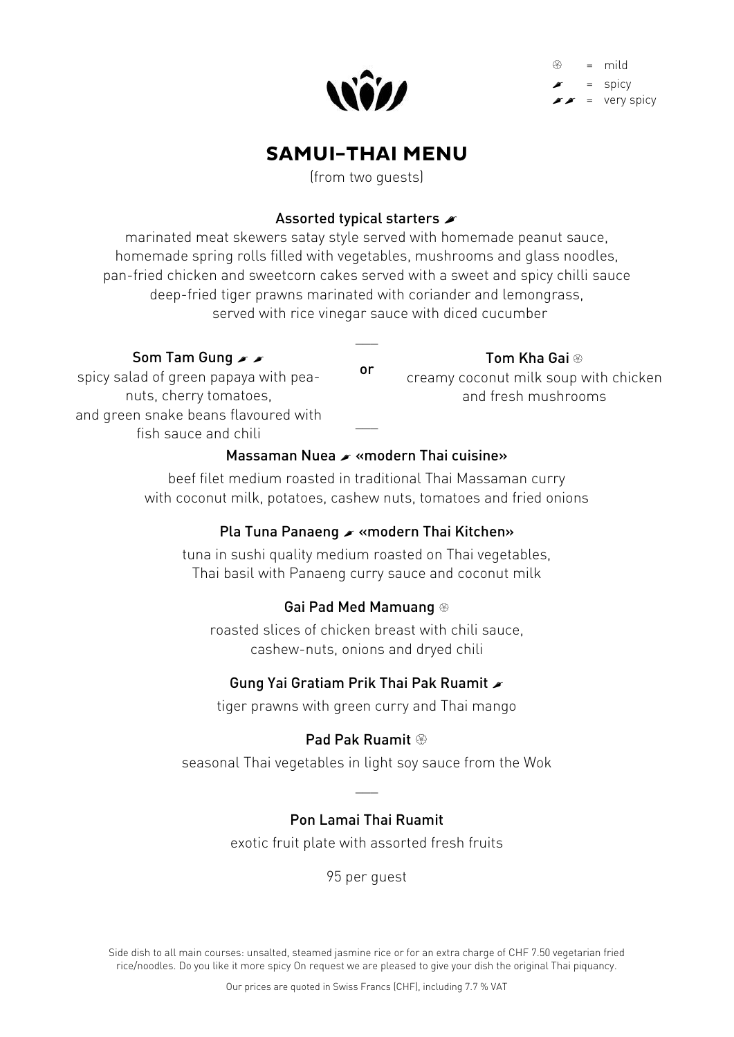⊛ = mild
🌶 = spicy
🌶🌶 = very spicy

# SAMUI-THAI MENU

(from two guests)

### Assorted typical starters 🌶

marinated meat skewers satay style served with homemade peanut sauce,
homemade spring rolls filled with vegetables, mushrooms and glass noodles,
pan-fried chicken and sweetcorn cakes served with a sweet and spicy chilli sauce
deep-fried tiger prawns marinated with coriander and lemongrass,
served with rice vinegar sauce with diced cucumber

---

### Som Tam Gung 🌶🌶

spicy salad of green papaya with peanuts, cherry tomatoes,
and green snake beans flavoured with fish sauce and chili

or

### Tom Kha Gai ⊛

creamy coconut milk soup with chicken and fresh mushrooms

---

### Massaman Nuea 🌶 «modern Thai cuisine»

beef filet medium roasted in traditional Thai Massaman curry
with coconut milk, potatoes, cashew nuts, tomatoes and fried onions

### Pla Tuna Panaeng 🌶 «modern Thai Kitchen»

tuna in sushi quality medium roasted on Thai vegetables,
Thai basil with Panaeng curry sauce and coconut milk

### Gai Pad Med Mamuang ⊛

roasted slices of chicken breast with chili sauce,
cashew-nuts, onions and dryed chili

### Gung Yai Gratiam Prik Thai Pak Ruamit 🌶

tiger prawns with green curry and Thai mango

### Pad Pak Ruamit ⊛

seasonal Thai vegetables in light soy sauce from the Wok

---

### Pon Lamai Thai Ruamit

exotic fruit plate with assorted fresh fruits

95 per guest

Side dish to all main courses: unsalted, steamed jasmine rice or for an extra charge of CHF 7.50 vegetarian fried rice/noodles. Do you like it more spicy On request we are pleased to give your dish the original Thai piquancy.

Our prices are quoted in Swiss Francs (CHF), including 7.7 % VAT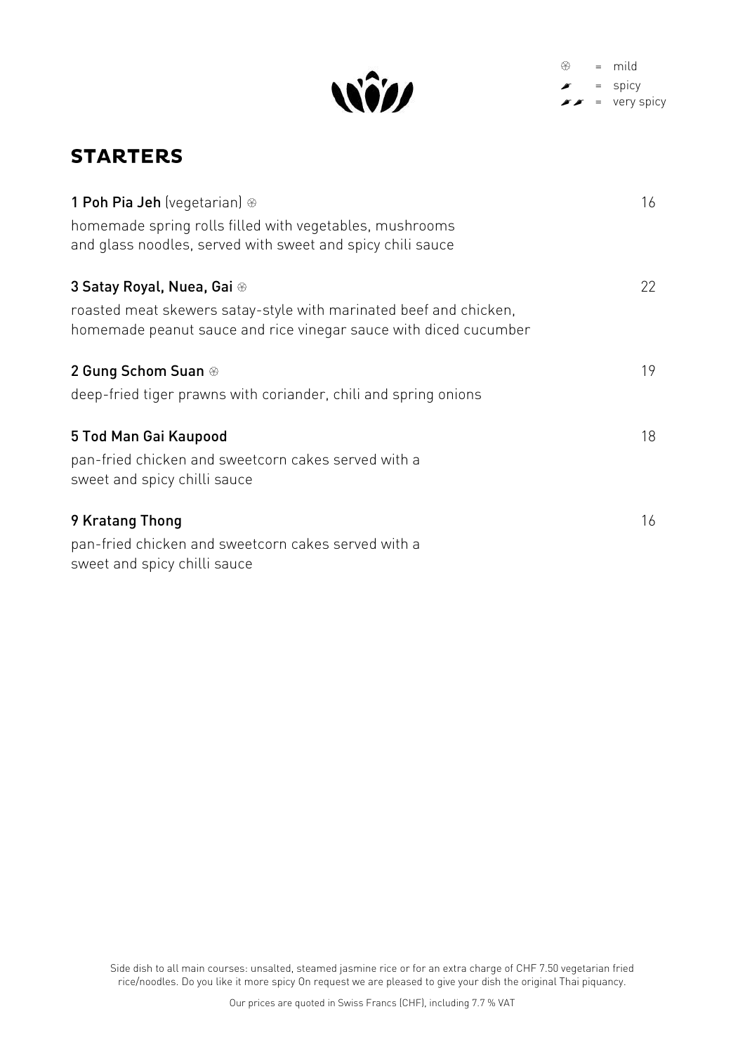⊛ = mild
🌶 = spicy
🌶🌶 = very spicy

# STARTERS

**1 Poh Pia Jeh** (vegetarian) ⊛ — 16
homemade spring rolls filled with vegetables, mushrooms and glass noodles, served with sweet and spicy chili sauce

**3 Satay Royal, Nuea, Gai** ⊛ — 22
roasted meat skewers satay-style with marinated beef and chicken, homemade peanut sauce and rice vinegar sauce with diced cucumber

**2 Gung Schom Suan** ⊛ — 19
deep-fried tiger prawns with coriander, chili and spring onions

**5 Tod Man Gai Kaupood** — 18
pan-fried chicken and sweetcorn cakes served with a sweet and spicy chilli sauce

**9 Kratang Thong** — 16
pan-fried chicken and sweetcorn cakes served with a sweet and spicy chilli sauce

Side dish to all main courses: unsalted, steamed jasmine rice or for an extra charge of CHF 7.50 vegetarian fried rice/noodles. Do you like it more spicy On request we are pleased to give your dish the original Thai piquancy.

Our prices are quoted in Swiss Francs (CHF), including 7.7 % VAT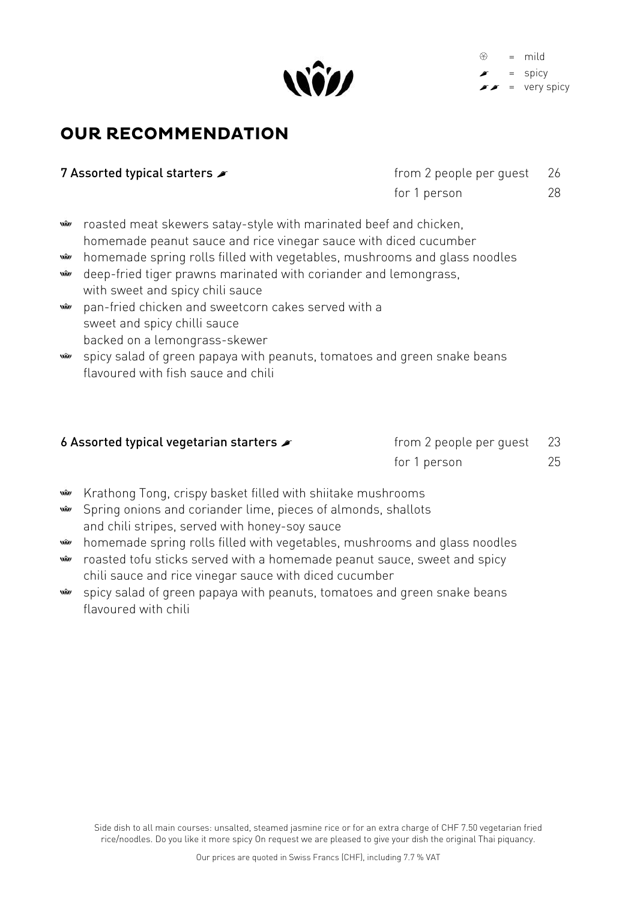⊛ = mild
🌶 = spicy
🌶🌶 = very spicy

# OUR RECOMMENDATION

## 7 Assorted typical starters 🌶

| | |
|---|---|
| from 2 people per guest | 26 |
| for 1 person | 28 |

- roasted meat skewers satay-style with marinated beef and chicken, homemade peanut sauce and rice vinegar sauce with diced cucumber
- homemade spring rolls filled with vegetables, mushrooms and glass noodles
- deep-fried tiger prawns marinated with coriander and lemongrass, with sweet and spicy chili sauce
- pan-fried chicken and sweetcorn cakes served with a sweet and spicy chilli sauce backed on a lemongrass-skewer
- spicy salad of green papaya with peanuts, tomatoes and green snake beans flavoured with fish sauce and chili

## 6 Assorted typical vegetarian starters 🌶

| | |
|---|---|
| from 2 people per guest | 23 |
| for 1 person | 25 |

- Krathong Tong, crispy basket filled with shiitake mushrooms
- Spring onions and coriander lime, pieces of almonds, shallots and chili stripes, served with honey-soy sauce
- homemade spring rolls filled with vegetables, mushrooms and glass noodles
- roasted tofu sticks served with a homemade peanut sauce, sweet and spicy chili sauce and rice vinegar sauce with diced cucumber
- spicy salad of green papaya with peanuts, tomatoes and green snake beans flavoured with chili

Side dish to all main courses: unsalted, steamed jasmine rice or for an extra charge of CHF 7.50 vegetarian fried rice/noodles. Do you like it more spicy On request we are pleased to give your dish the original Thai piquancy.

Our prices are quoted in Swiss Francs (CHF), including 7.7 % VAT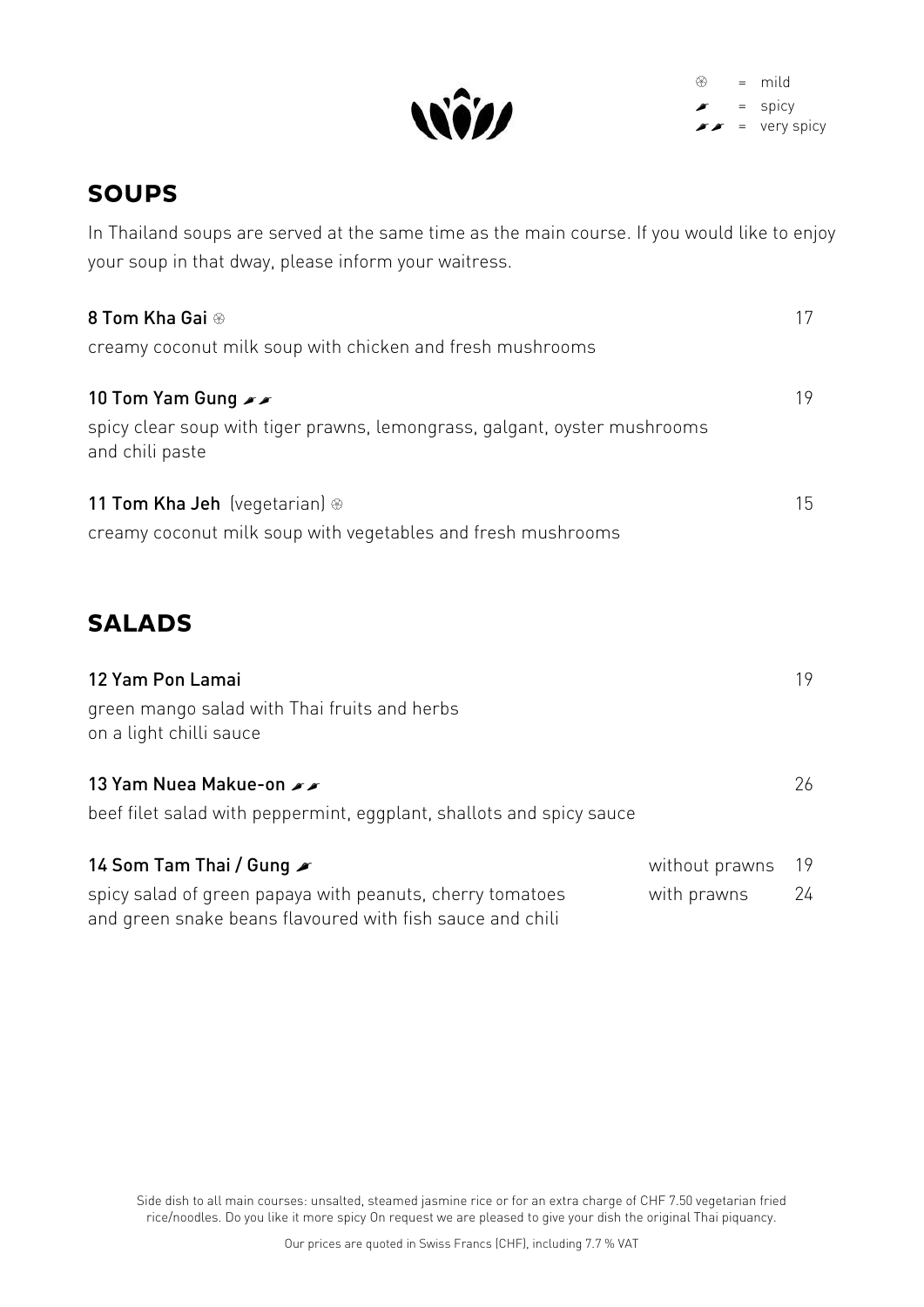⊛ = mild
🌶 = spicy
🌶🌶 = very spicy

## SOUPS

In Thailand soups are served at the same time as the main course. If you would like to enjoy your soup in that dway, please inform your waitress.

**8 Tom Kha Gai** ⊛ — 17
creamy coconut milk soup with chicken and fresh mushrooms

**10 Tom Yam Gung** 🌶🌶 — 19
spicy clear soup with tiger prawns, lemongrass, galgant, oyster mushrooms and chili paste

**11 Tom Kha Jeh** (vegetarian) ⊛ — 15
creamy coconut milk soup with vegetables and fresh mushrooms

## SALADS

**12 Yam Pon Lamai** — 19
green mango salad with Thai fruits and herbs on a light chilli sauce

**13 Yam Nuea Makue-on** 🌶🌶 — 26
beef filet salad with peppermint, eggplant, shallots and spicy sauce

**14 Som Tam Thai / Gung** 🌶 — without prawns 19 / with prawns 24
spicy salad of green papaya with peanuts, cherry tomatoes and green snake beans flavoured with fish sauce and chili

Side dish to all main courses: unsalted, steamed jasmine rice or for an extra charge of CHF 7.50 vegetarian fried rice/noodles. Do you like it more spicy On request we are pleased to give your dish the original Thai piquancy.

Our prices are quoted in Swiss Francs (CHF), including 7.7 % VAT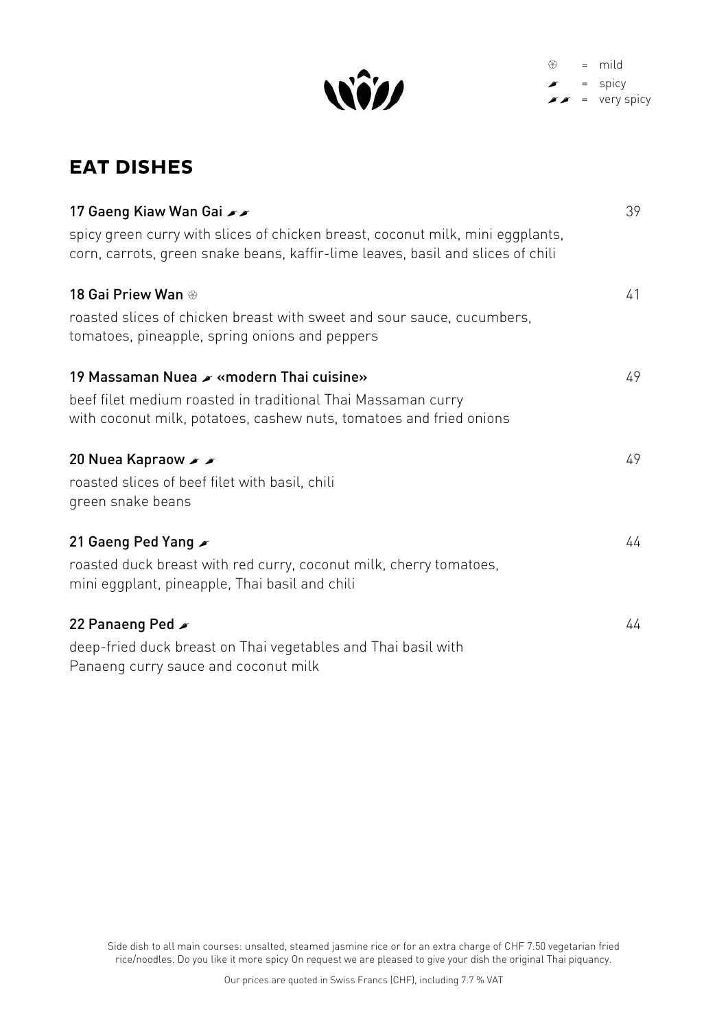⊛ = mild
🌶 = spicy
🌶🌶 = very spicy

## EAT DISHES

**17 Gaeng Kiaw Wan Gai 🌶🌶** — 39

spicy green curry with slices of chicken breast, coconut milk, mini eggplants, corn, carrots, green snake beans, kaffir-lime leaves, basil and slices of chili

**18 Gai Priew Wan ⊛** — 41

roasted slices of chicken breast with sweet and sour sauce, cucumbers, tomatoes, pineapple, spring onions and peppers

**19 Massaman Nuea 🌶 «modern Thai cuisine»** — 49

beef filet medium roasted in traditional Thai Massaman curry with coconut milk, potatoes, cashew nuts, tomatoes and fried onions

**20 Nuea Kapraow 🌶 🌶** — 49

roasted slices of beef filet with basil, chili green snake beans

**21 Gaeng Ped Yang 🌶** — 44

roasted duck breast with red curry, coconut milk, cherry tomatoes, mini eggplant, pineapple, Thai basil and chili

**22 Panaeng Ped 🌶** — 44

deep-fried duck breast on Thai vegetables and Thai basil with Panaeng curry sauce and coconut milk

Side dish to all main courses: unsalted, steamed jasmine rice or for an extra charge of CHF 7.50 vegetarian fried rice/noodles. Do you like it more spicy On request we are pleased to give your dish the original Thai piquancy.

Our prices are quoted in Swiss Francs (CHF), including 7.7 % VAT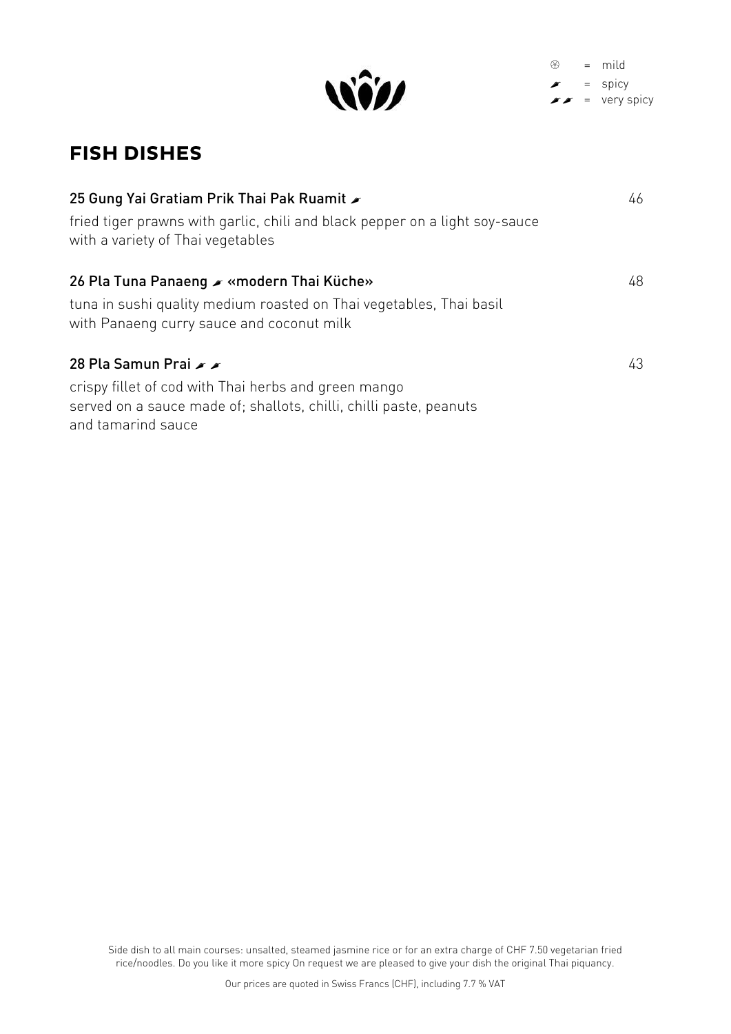⊛ = mild
🌶 = spicy
🌶🌶 = very spicy

# FISH DISHES

**25 Gung Yai Gratiam Prik Thai Pak Ruamit 🌶** 46

fried tiger prawns with garlic, chili and black pepper on a light soy-sauce with a variety of Thai vegetables

**26 Pla Tuna Panaeng 🌶 «modern Thai Küche»** 48

tuna in sushi quality medium roasted on Thai vegetables, Thai basil with Panaeng curry sauce and coconut milk

**28 Pla Samun Prai 🌶🌶** 43

crispy fillet of cod with Thai herbs and green mango served on a sauce made of; shallots, chilli, chilli paste, peanuts and tamarind sauce

Side dish to all main courses: unsalted, steamed jasmine rice or for an extra charge of CHF 7.50 vegetarian fried rice/noodles. Do you like it more spicy On request we are pleased to give your dish the original Thai piquancy.

Our prices are quoted in Swiss Francs (CHF), including 7.7 % VAT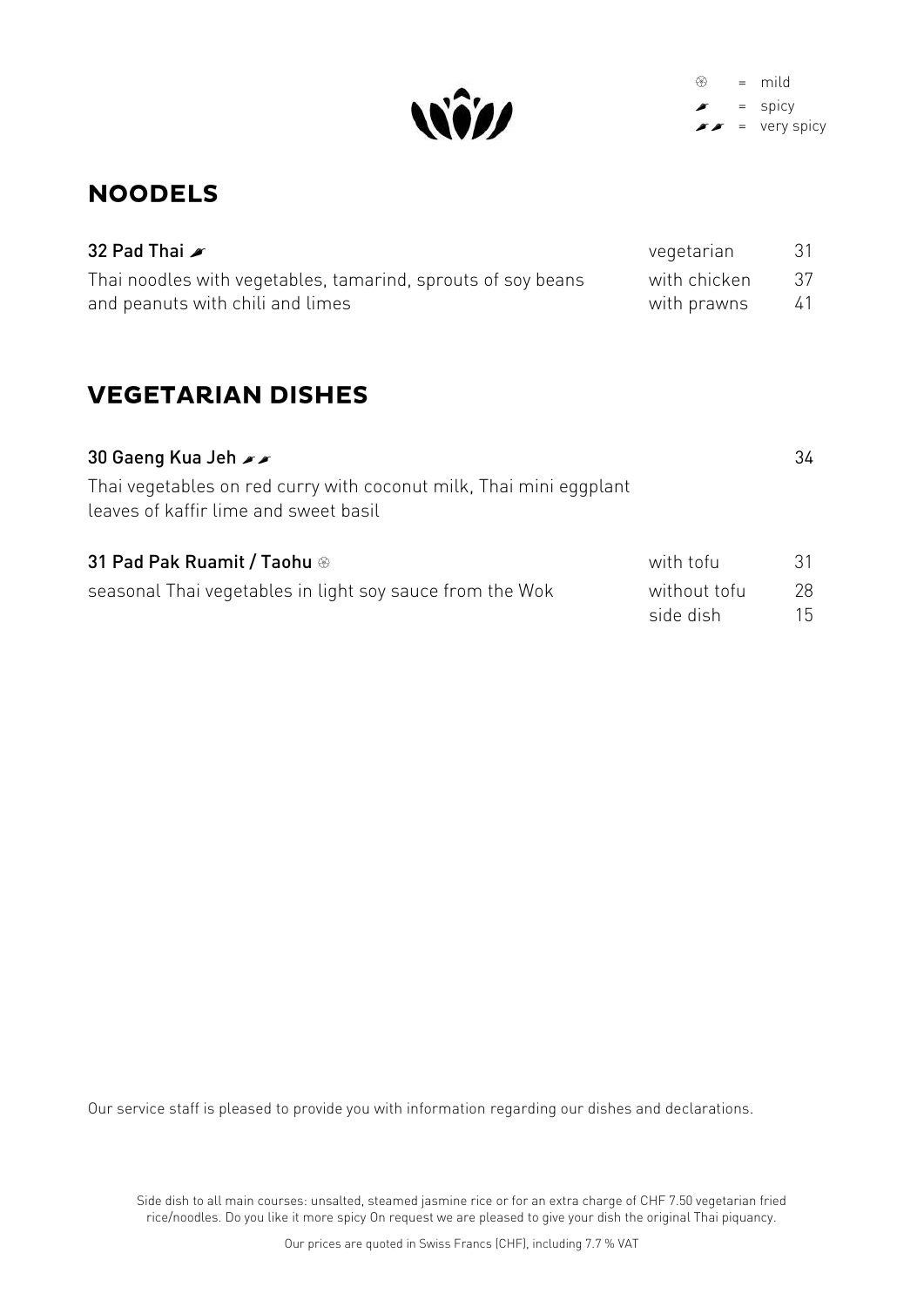⊛ = mild
🌶 = spicy
🌶🌶 = very spicy

## NOODELS

**32 Pad Thai 🌶**

Thai noodles with vegetables, tamarind, sprouts of soy beans and peanuts with chili and limes

| | |
|---|---|
| vegetarian | 31 |
| with chicken | 37 |
| with prawns | 41 |

## VEGETARIAN DISHES

**30 Gaeng Kua Jeh 🌶🌶** — 34

Thai vegetables on red curry with coconut milk, Thai mini eggplant leaves of kaffir lime and sweet basil

**31 Pad Pak Ruamit / Taohu ⊛**

seasonal Thai vegetables in light soy sauce from the Wok

| | |
|---|---|
| with tofu | 31 |
| without tofu | 28 |
| side dish | 15 |

Our service staff is pleased to provide you with information regarding our dishes and declarations.

Side dish to all main courses: unsalted, steamed jasmine rice or for an extra charge of CHF 7.50 vegetarian fried rice/noodles. Do you like it more spicy On request we are pleased to give your dish the original Thai piquancy.

Our prices are quoted in Swiss Francs (CHF), including 7.7 % VAT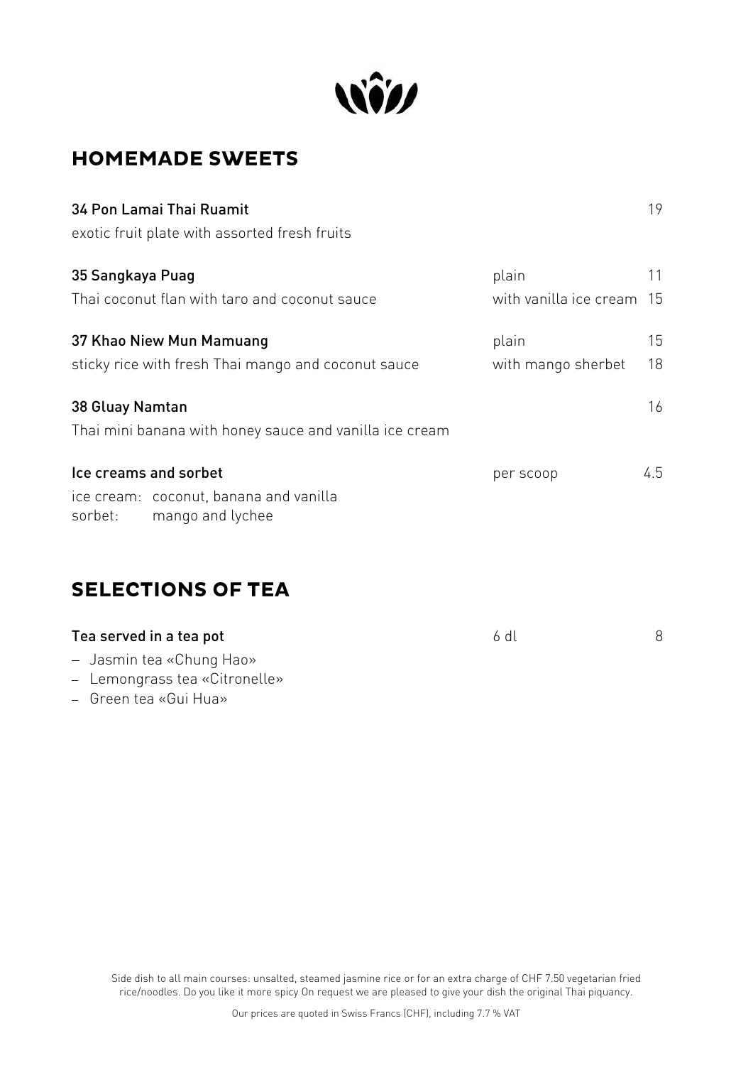## HOMEMADE SWEETS

| | | |
|---|---|---|
| **34 Pon Lamai Thai Ruamit**<br>exotic fruit plate with assorted fresh fruits | | 19 |
| **35 Sangkaya Puag**<br>Thai coconut flan with taro and coconut sauce | plain<br>with vanilla ice cream | 11<br>15 |
| **37 Khao Niew Mun Mamuang**<br>sticky rice with fresh Thai mango and coconut sauce | plain<br>with mango sherbet | 15<br>18 |
| **38 Gluay Namtan**<br>Thai mini banana with honey sauce and vanilla ice cream | | 16 |
| **Ice creams and sorbet**<br>ice cream: coconut, banana and vanilla<br>sorbet: mango and lychee | per scoop | 4.5 |

## SELECTIONS OF TEA

| | | |
|---|---|---|
| **Tea served in a tea pot** | 6 dl | 8 |

- Jasmin tea «Chung Hao»
- Lemongrass tea «Citronelle»
- Green tea «Gui Hua»

Side dish to all main courses: unsalted, steamed jasmine rice or for an extra charge of CHF 7.50 vegetarian fried rice/noodles. Do you like it more spicy On request we are pleased to give your dish the original Thai piquancy.

Our prices are quoted in Swiss Francs (CHF), including 7.7 % VAT